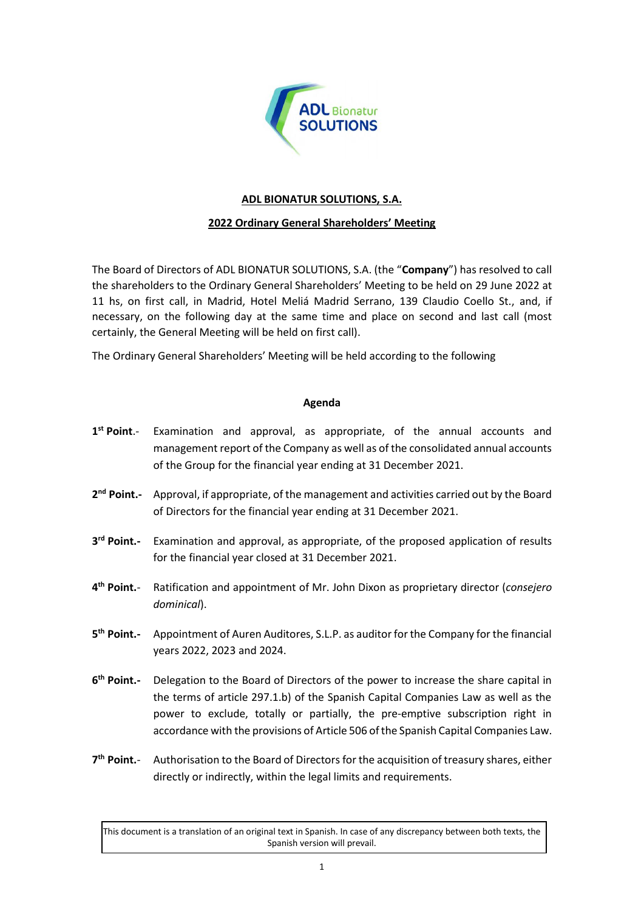**ADL BIONATUR SOLUTIONS, S.A.**

**2022 Ordinary General Shareholders' Meeting**

The Board of Directors of ADL BIONATUR SOLUTIONS, S.A. (the "**Company**") has resolved to call the shareholders to the Ordinary General Shareholders' Meeting to be held on 29 June 2022 at 11 hs, on first call, in Madrid, Hotel Meliá Madrid Serrano, 139 Claudio Coello St., and, if necessary, on the following day at the same time and place on second and last call (most certainly, the General Meeting will be held on first call).

The Ordinary General Shareholders' Meeting will be held according to the following

**Agenda**

**1st Point**.- Examination and approval, as appropriate, of the annual accounts and management report of the Company as well as of the consolidated annual accounts of the Group for the financial year ending at 31 December 2021.

**2nd Point.-** Approval, if appropriate, of the management and activities carried out by the Board of Directors for the financial year ending at 31 December 2021.

**3rd Point.-** Examination and approval, as appropriate, of the proposed application of results for the financial year closed at 31 December 2021.

**4th Point.**- Ratification and appointment of Mr. John Dixon as proprietary director (*consejero dominical*).

**5th Point.-** Appointment of Auren Auditores, S.L.P. as auditor for the Company for the financial years 2022, 2023 and 2024.

**6th Point.-** Delegation to the Board of Directors of the power to increase the share capital in the terms of article 297.1.b) of the Spanish Capital Companies Law as well as the power to exclude, totally or partially, the pre-emptive subscription right in accordance with the provisions of Article 506 of the Spanish Capital Companies Law.

**7th Point.**- Authorisation to the Board of Directors for the acquisition of treasury shares, either directly or indirectly, within the legal limits and requirements.

This document is a translation of an original text in Spanish. In case of any discrepancy between both texts, the Spanish version will prevail.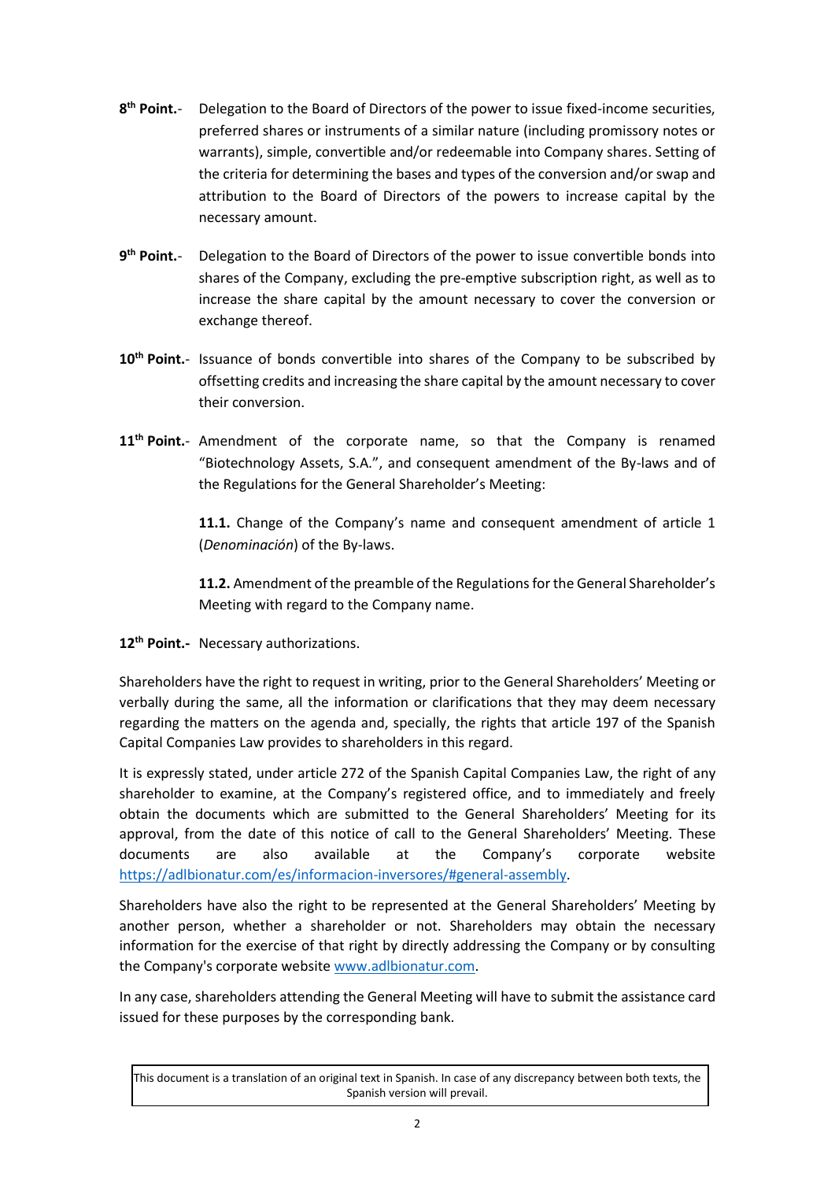**8th Point.-** Delegation to the Board of Directors of the power to issue fixed-income securities, preferred shares or instruments of a similar nature (including promissory notes or warrants), simple, convertible and/or redeemable into Company shares. Setting of the criteria for determining the bases and types of the conversion and/or swap and attribution to the Board of Directors of the powers to increase capital by the necessary amount.

**9th Point.-** Delegation to the Board of Directors of the power to issue convertible bonds into shares of the Company, excluding the pre-emptive subscription right, as well as to increase the share capital by the amount necessary to cover the conversion or exchange thereof.

**10th Point.-** Issuance of bonds convertible into shares of the Company to be subscribed by offsetting credits and increasing the share capital by the amount necessary to cover their conversion.

**11th Point.-** Amendment of the corporate name, so that the Company is renamed "Biotechnology Assets, S.A.", and consequent amendment of the By-laws and of the Regulations for the General Shareholder's Meeting:

> **11.1.** Change of the Company's name and consequent amendment of article 1 (*Denominación*) of the By-laws.
>
> **11.2.** Amendment of the preamble of the Regulations for the General Shareholder's Meeting with regard to the Company name.

**12th Point.-** Necessary authorizations.

Shareholders have the right to request in writing, prior to the General Shareholders' Meeting or verbally during the same, all the information or clarifications that they may deem necessary regarding the matters on the agenda and, specially, the rights that article 197 of the Spanish Capital Companies Law provides to shareholders in this regard.

It is expressly stated, under article 272 of the Spanish Capital Companies Law, the right of any shareholder to examine, at the Company's registered office, and to immediately and freely obtain the documents which are submitted to the General Shareholders' Meeting for its approval, from the date of this notice of call to the General Shareholders' Meeting. These documents are also available at the Company's corporate website https://adlbionatur.com/es/informacion-inversores/#general-assembly.

Shareholders have also the right to be represented at the General Shareholders' Meeting by another person, whether a shareholder or not. Shareholders may obtain the necessary information for the exercise of that right by directly addressing the Company or by consulting the Company's corporate website www.adlbionatur.com.

In any case, shareholders attending the General Meeting will have to submit the assistance card issued for these purposes by the corresponding bank.

This document is a translation of an original text in Spanish. In case of any discrepancy between both texts, the Spanish version will prevail.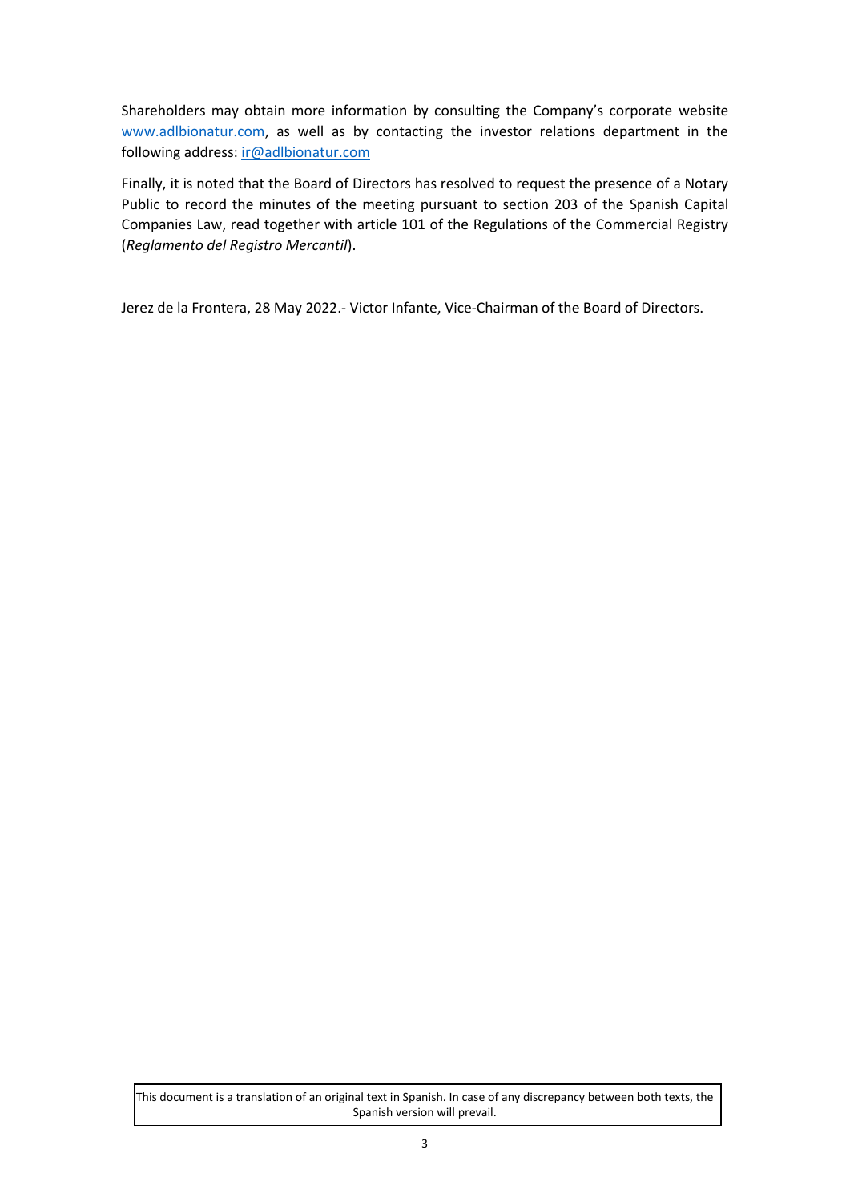Shareholders may obtain more information by consulting the Company's corporate website www.adlbionatur.com, as well as by contacting the investor relations department in the following address: ir@adlbionatur.com

Finally, it is noted that the Board of Directors has resolved to request the presence of a Notary Public to record the minutes of the meeting pursuant to section 203 of the Spanish Capital Companies Law, read together with article 101 of the Regulations of the Commercial Registry (*Reglamento del Registro Mercantil*).

Jerez de la Frontera, 28 May 2022.- Victor Infante, Vice-Chairman of the Board of Directors.

This document is a translation of an original text in Spanish. In case of any discrepancy between both texts, the Spanish version will prevail.